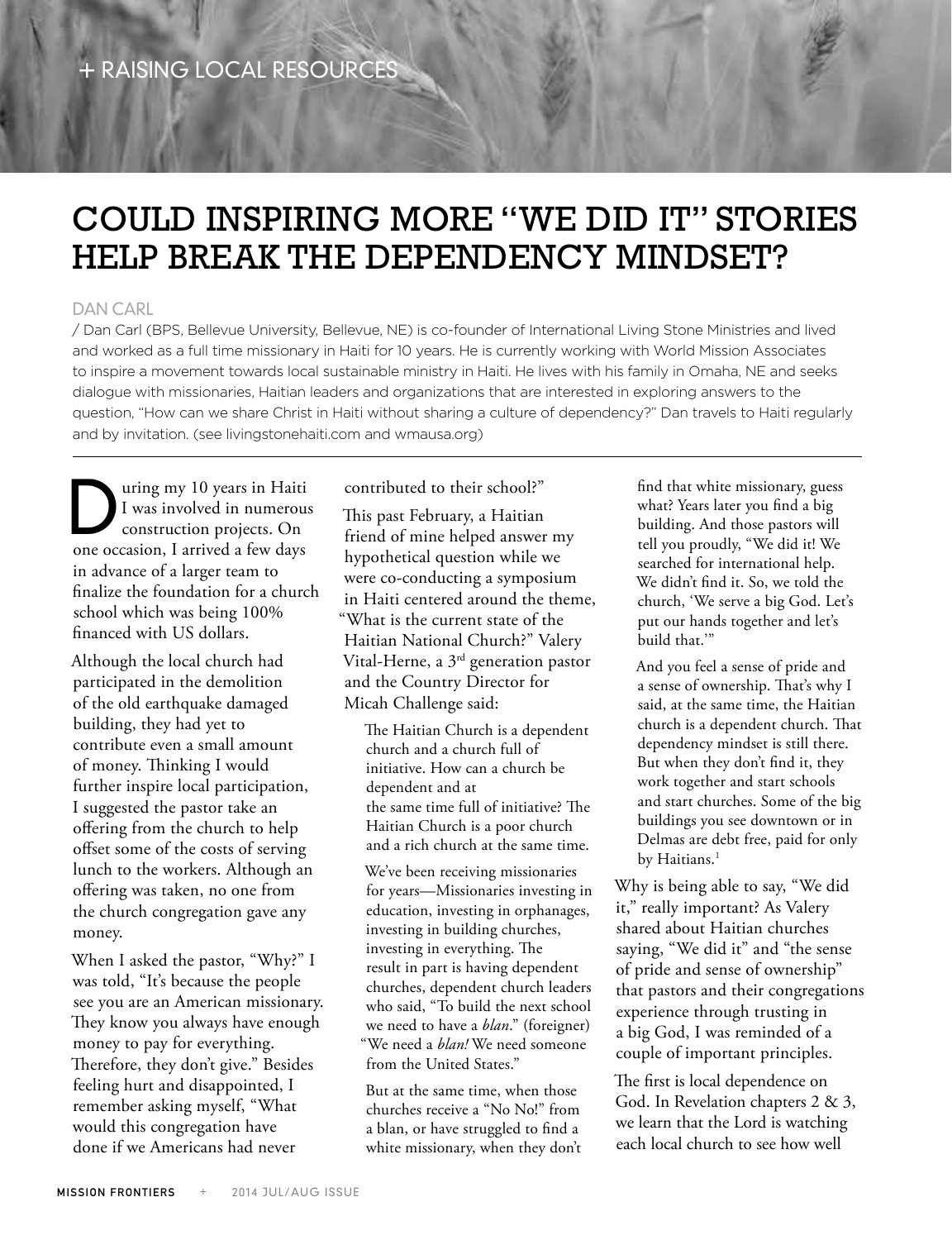+ RAISING LOCAL RESOURCES

# COULD INSPIRING MORE "WE DID IT" STORIES HELP BREAK THE DEPENDENCY MINDSET?

DAN CARL

/ Dan Carl (BPS, Bellevue University, Bellevue, NE) is co-founder of International Living Stone Ministries and lived and worked as a full time missionary in Haiti for 10 years. He is currently working with World Mission Associates to inspire a movement towards local sustainable ministry in Haiti. He lives with his family in Omaha, NE and seeks dialogue with missionaries, Haitian leaders and organizations that are interested in exploring answers to the question, "How can we share Christ in Haiti without sharing a culture of dependency?" Dan travels to Haiti regularly and by invitation. (see livingstonehaiti.com and wmausa.org)

---

During my 10 years in Haiti I was involved in numerous construction projects. On one occasion, I arrived a few days in advance of a larger team to finalize the foundation for a church school which was being 100% financed with US dollars.

Although the local church had participated in the demolition of the old earthquake damaged building, they had yet to contribute even a small amount of money. Thinking I would further inspire local participation, I suggested the pastor take an offering from the church to help offset some of the costs of serving lunch to the workers. Although an offering was taken, no one from the church congregation gave any money.

When I asked the pastor, "Why?" I was told, "It's because the people see you are an American missionary. They know you always have enough money to pay for everything. Therefore, they don't give." Besides feeling hurt and disappointed, I remember asking myself, "What would this congregation have done if we Americans had never contributed to their school?"

This past February, a Haitian friend of mine helped answer my hypothetical question while we were co-conducting a symposium in Haiti centered around the theme, "What is the current state of the Haitian National Church?" Valery Vital-Herne, a 3rd generation pastor and the Country Director for Micah Challenge said:

> The Haitian Church is a dependent church and a church full of initiative. How can a church be dependent and at the same time full of initiative? The Haitian Church is a poor church and a rich church at the same time.
>
> We've been receiving missionaries for years—Missionaries investing in education, investing in orphanages, investing in building churches, investing in everything. The result in part is having dependent churches, dependent church leaders who said, "To build the next school we need to have a *blan*." (foreigner) "We need a *blan!* We need someone from the United States."
>
> But at the same time, when those churches receive a "No No!" from a blan, or have struggled to find a white missionary, when they don't find that white missionary, guess what? Years later you find a big building. And those pastors will tell you proudly, "We did it! We searched for international help. We didn't find it. So, we told the church, 'We serve a big God. Let's put our hands together and let's build that.'"
>
> And you feel a sense of pride and a sense of ownership. That's why I said, at the same time, the Haitian church is a dependent church. That dependency mindset is still there. But when they don't find it, they work together and start schools and start churches. Some of the big buildings you see downtown or in Delmas are debt free, paid for only by Haitians.[1]

Why is being able to say, "We did it," really important? As Valery shared about Haitian churches saying, "We did it" and "the sense of pride and sense of ownership" that pastors and their congregations experience through trusting in a big God, I was reminded of a couple of important principles.

The first is local dependence on God. In Revelation chapters 2 & 3, we learn that the Lord is watching each local church to see how well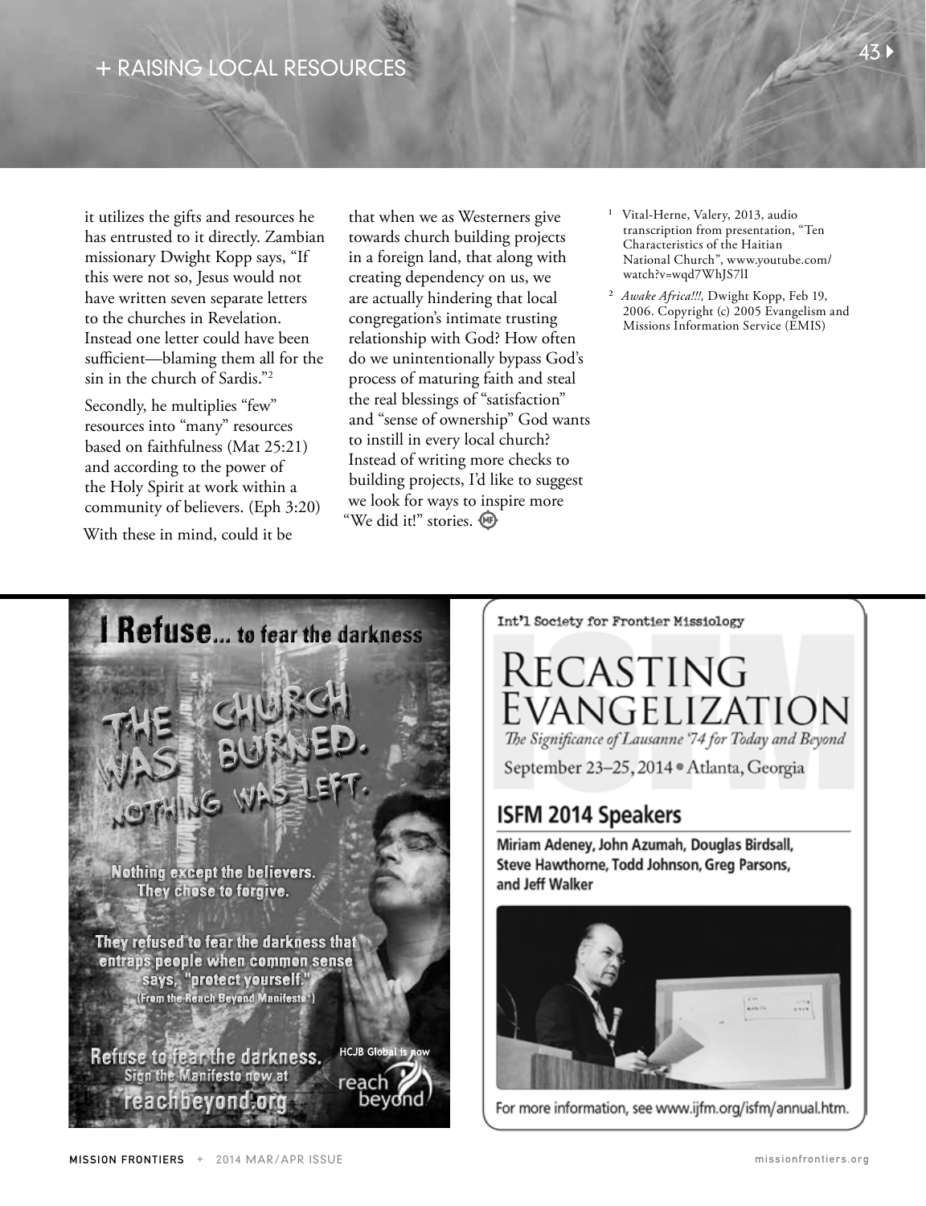it utilizes the gifts and resources he has entrusted to it directly. Zambian missionary Dwight Kopp says, "If this were not so, Jesus would not have written seven separate letters to the churches in Revelation. Instead one letter could have been sufficient—blaming them all for the sin in the church of Sardis."[2]

Secondly, he multiplies "few" resources into "many" resources based on faithfulness (Mat 25:21) and according to the power of the Holy Spirit at work within a community of believers. (Eph 3:20)

With these in mind, could it be that when we as Westerners give towards church building projects in a foreign land, that along with creating dependency on us, we are actually hindering that local congregation's intimate trusting relationship with God? How often do we unintentionally bypass God's process of maturing faith and steal the real blessings of "satisfaction" and "sense of ownership" God wants to instill in every local church? Instead of writing more checks to building projects, I'd like to suggest we look for ways to inspire more "We did it!" stories.

[1] Vital-Herne, Valery, 2013, audio transcription from presentation, "Ten Characteristics of the Haitian National Church", www.youtube.com/watch?v=wqd7WhJS7lI

[2] *Awake Africa!!!,* Dwight Kopp, Feb 19, 2006. Copyright (c) 2005 Evangelism and Missions Information Service (EMIS)

**I Refuse... to fear the darkness**

THE CHURCH WAS BURNED. NOTHING WAS LEFT.

Nothing except the believers. They chose to forgive.

They refused to fear the darkness that entraps people when common sense says, "protect yourself."

(From the Reach Beyond Manifesto*)

Refuse to fear the darkness. Sign the Manifesto now at reachbeyond.org

HCJB Global is now reach beyond

Int'l Society for Frontier Missiology

# RECASTING EVANGELIZATION

*The Significance of Lausanne '74 for Today and Beyond*

September 23–25, 2014 • Atlanta, Georgia

## ISFM 2014 Speakers

**Miriam Adeney, John Azumah, Douglas Birdsall, Steve Hawthorne, Todd Johnson, Greg Parsons, and Jeff Walker**

For more information, see www.ijfm.org/isfm/annual.htm.